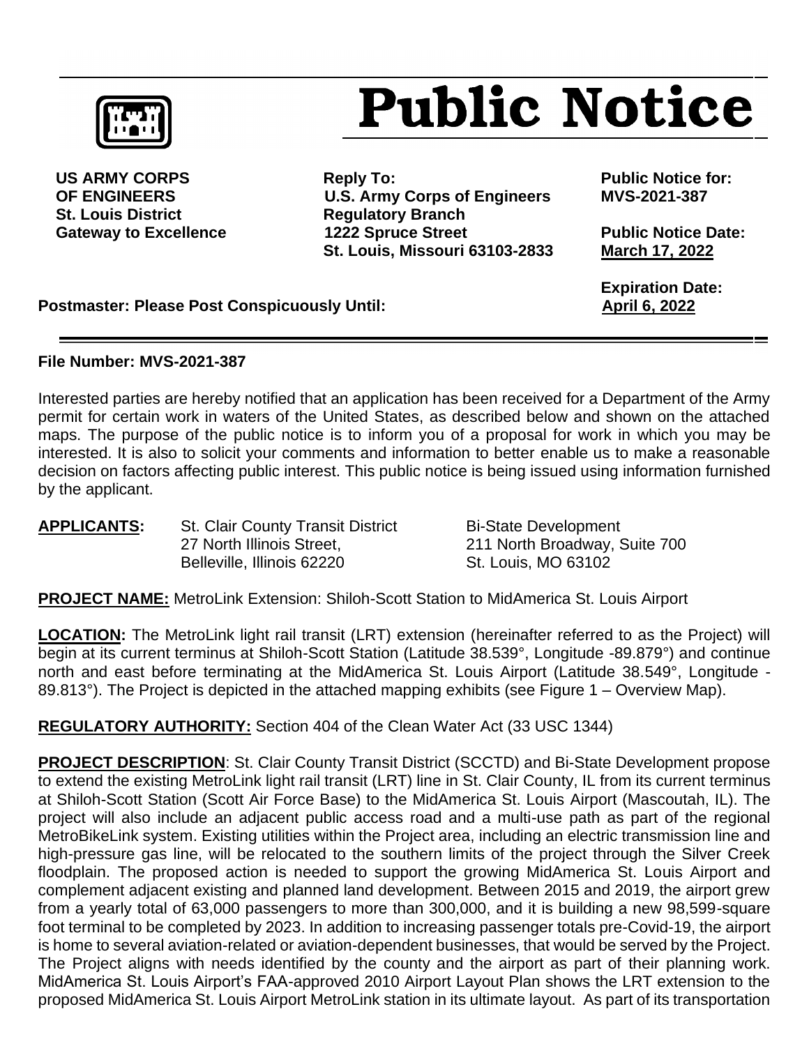# Public Notice

**US ARMY CORPS OF ENGINEERS**
**St. Louis District**
**Gateway to Excellence**

**Reply To:**
**U.S. Army Corps of Engineers**
**Regulatory Branch**
**1222 Spruce Street**
**St. Louis, Missouri 63103-2833**

**Public Notice for:**
**MVS-2021-387**

**Public Notice Date:**
**March 17, 2022**

**Expiration Date:**
**April 6, 2022**

**Postmaster: Please Post Conspicuously Until:** **April 6, 2022**

---

**File Number: MVS-2021-387**

Interested parties are hereby notified that an application has been received for a Department of the Army permit for certain work in waters of the United States, as described below and shown on the attached maps. The purpose of the public notice is to inform you of a proposal for work in which you may be interested. It is also to solicit your comments and information to better enable us to make a reasonable decision on factors affecting public interest. This public notice is being issued using information furnished by the applicant.

**APPLICANTS:**

St. Clair County Transit District
27 North Illinois Street,
Belleville, Illinois 62220

Bi-State Development
211 North Broadway, Suite 700
St. Louis, MO 63102

**PROJECT NAME:** MetroLink Extension: Shiloh-Scott Station to MidAmerica St. Louis Airport

**LOCATION:** The MetroLink light rail transit (LRT) extension (hereinafter referred to as the Project) will begin at its current terminus at Shiloh-Scott Station (Latitude 38.539°, Longitude -89.879°) and continue north and east before terminating at the MidAmerica St. Louis Airport (Latitude 38.549°, Longitude -89.813°). The Project is depicted in the attached mapping exhibits (see Figure 1 – Overview Map).

**REGULATORY AUTHORITY:** Section 404 of the Clean Water Act (33 USC 1344)

**PROJECT DESCRIPTION**: St. Clair County Transit District (SCCTD) and Bi-State Development propose to extend the existing MetroLink light rail transit (LRT) line in St. Clair County, IL from its current terminus at Shiloh-Scott Station (Scott Air Force Base) to the MidAmerica St. Louis Airport (Mascoutah, IL). The project will also include an adjacent public access road and a multi-use path as part of the regional MetroBikeLink system. Existing utilities within the Project area, including an electric transmission line and high-pressure gas line, will be relocated to the southern limits of the project through the Silver Creek floodplain. The proposed action is needed to support the growing MidAmerica St. Louis Airport and complement adjacent existing and planned land development. Between 2015 and 2019, the airport grew from a yearly total of 63,000 passengers to more than 300,000, and it is building a new 98,599-square foot terminal to be completed by 2023. In addition to increasing passenger totals pre-Covid-19, the airport is home to several aviation-related or aviation-dependent businesses, that would be served by the Project. The Project aligns with needs identified by the county and the airport as part of their planning work. MidAmerica St. Louis Airport's FAA-approved 2010 Airport Layout Plan shows the LRT extension to the proposed MidAmerica St. Louis Airport MetroLink station in its ultimate layout. As part of its transportation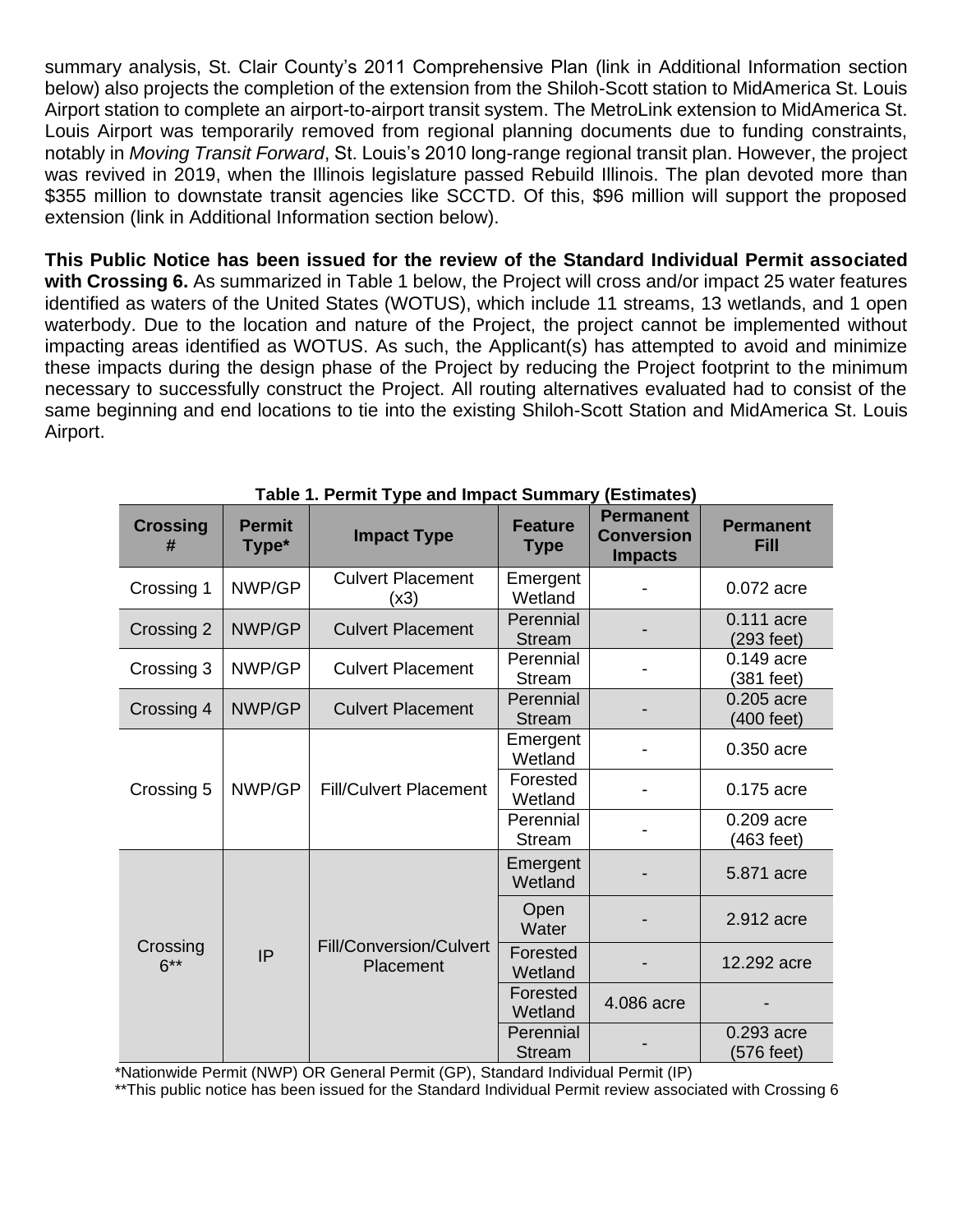summary analysis, St. Clair County's 2011 Comprehensive Plan (link in Additional Information section below) also projects the completion of the extension from the Shiloh-Scott station to MidAmerica St. Louis Airport station to complete an airport-to-airport transit system. The MetroLink extension to MidAmerica St. Louis Airport was temporarily removed from regional planning documents due to funding constraints, notably in *Moving Transit Forward*, St. Louis's 2010 long-range regional transit plan. However, the project was revived in 2019, when the Illinois legislature passed Rebuild Illinois. The plan devoted more than $355 million to downstate transit agencies like SCCTD. Of this, $96 million will support the proposed extension (link in Additional Information section below).

**This Public Notice has been issued for the review of the Standard Individual Permit associated with Crossing 6.** As summarized in Table 1 below, the Project will cross and/or impact 25 water features identified as waters of the United States (WOTUS), which include 11 streams, 13 wetlands, and 1 open waterbody. Due to the location and nature of the Project, the project cannot be implemented without impacting areas identified as WOTUS. As such, the Applicant(s) has attempted to avoid and minimize these impacts during the design phase of the Project by reducing the Project footprint to the minimum necessary to successfully construct the Project. All routing alternatives evaluated had to consist of the same beginning and end locations to tie into the existing Shiloh-Scott Station and MidAmerica St. Louis Airport.

**Table 1. Permit Type and Impact Summary (Estimates)**

| Crossing # | Permit Type* | Impact Type | Feature Type | Permanent Conversion Impacts | Permanent Fill |
|---|---|---|---|---|---|
| Crossing 1 | NWP/GP | Culvert Placement (x3) | Emergent Wetland | - | 0.072 acre |
| Crossing 2 | NWP/GP | Culvert Placement | Perennial Stream | - | 0.111 acre (293 feet) |
| Crossing 3 | NWP/GP | Culvert Placement | Perennial Stream | - | 0.149 acre (381 feet) |
| Crossing 4 | NWP/GP | Culvert Placement | Perennial Stream | - | 0.205 acre (400 feet) |
| Crossing 5 | NWP/GP | Fill/Culvert Placement | Emergent Wetland | - | 0.350 acre |
| | | | Forested Wetland | - | 0.175 acre |
| | | | Perennial Stream | - | 0.209 acre (463 feet) |
| Crossing 6** | IP | Fill/Conversion/Culvert Placement | Emergent Wetland | - | 5.871 acre |
| | | | Open Water | - | 2.912 acre |
| | | | Forested Wetland | - | 12.292 acre |
| | | | Forested Wetland | 4.086 acre | - |
| | | | Perennial Stream | - | 0.293 acre (576 feet) |

*Nationwide Permit (NWP) OR General Permit (GP), Standard Individual Permit (IP)

**This public notice has been issued for the Standard Individual Permit review associated with Crossing 6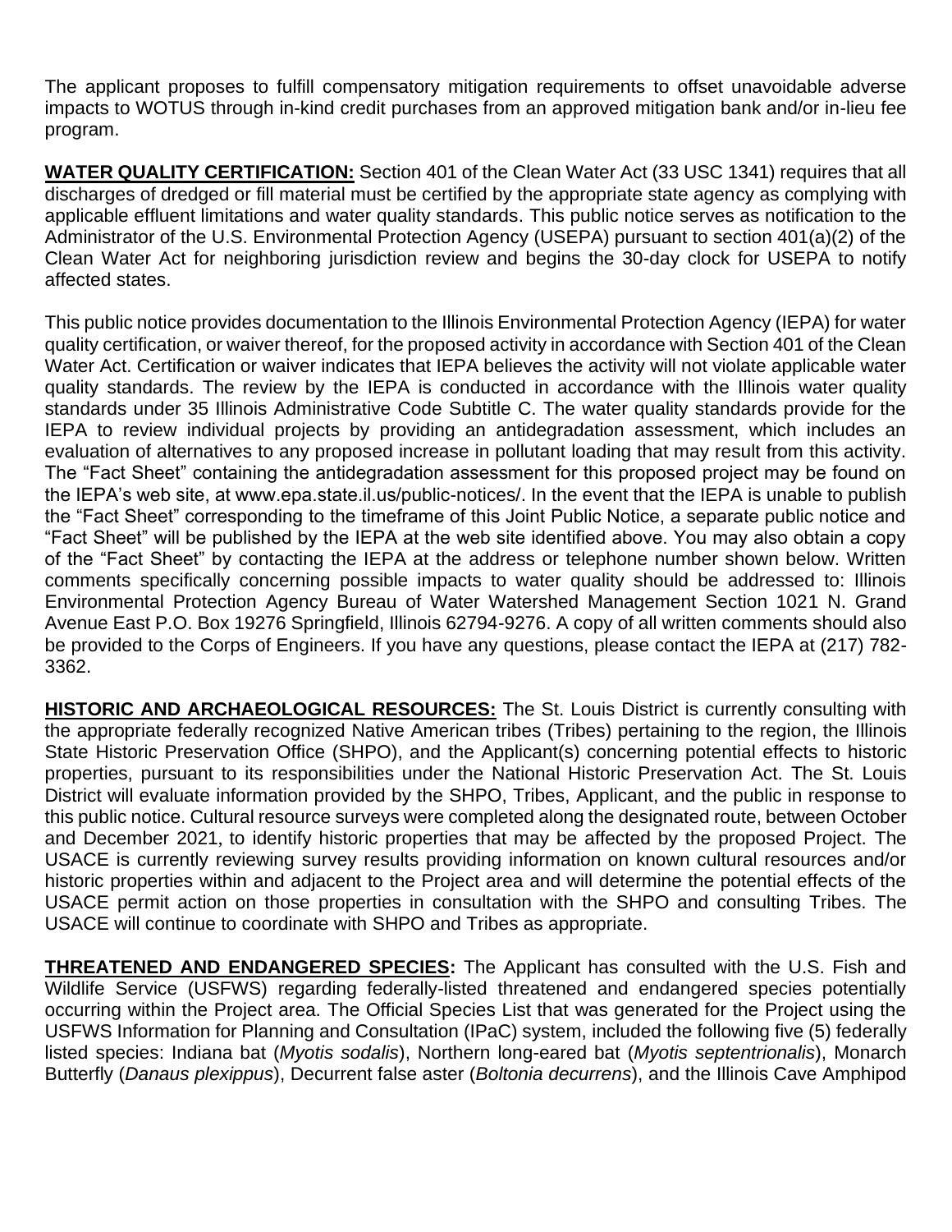The applicant proposes to fulfill compensatory mitigation requirements to offset unavoidable adverse impacts to WOTUS through in-kind credit purchases from an approved mitigation bank and/or in-lieu fee program.

**WATER QUALITY CERTIFICATION:** Section 401 of the Clean Water Act (33 USC 1341) requires that all discharges of dredged or fill material must be certified by the appropriate state agency as complying with applicable effluent limitations and water quality standards. This public notice serves as notification to the Administrator of the U.S. Environmental Protection Agency (USEPA) pursuant to section 401(a)(2) of the Clean Water Act for neighboring jurisdiction review and begins the 30-day clock for USEPA to notify affected states.

This public notice provides documentation to the Illinois Environmental Protection Agency (IEPA) for water quality certification, or waiver thereof, for the proposed activity in accordance with Section 401 of the Clean Water Act. Certification or waiver indicates that IEPA believes the activity will not violate applicable water quality standards. The review by the IEPA is conducted in accordance with the Illinois water quality standards under 35 Illinois Administrative Code Subtitle C. The water quality standards provide for the IEPA to review individual projects by providing an antidegradation assessment, which includes an evaluation of alternatives to any proposed increase in pollutant loading that may result from this activity. The "Fact Sheet" containing the antidegradation assessment for this proposed project may be found on the IEPA's web site, at www.epa.state.il.us/public-notices/. In the event that the IEPA is unable to publish the "Fact Sheet" corresponding to the timeframe of this Joint Public Notice, a separate public notice and "Fact Sheet" will be published by the IEPA at the web site identified above. You may also obtain a copy of the "Fact Sheet" by contacting the IEPA at the address or telephone number shown below. Written comments specifically concerning possible impacts to water quality should be addressed to: Illinois Environmental Protection Agency Bureau of Water Watershed Management Section 1021 N. Grand Avenue East P.O. Box 19276 Springfield, Illinois 62794-9276. A copy of all written comments should also be provided to the Corps of Engineers. If you have any questions, please contact the IEPA at (217) 782-3362.

**HISTORIC AND ARCHAEOLOGICAL RESOURCES:** The St. Louis District is currently consulting with the appropriate federally recognized Native American tribes (Tribes) pertaining to the region, the Illinois State Historic Preservation Office (SHPO), and the Applicant(s) concerning potential effects to historic properties, pursuant to its responsibilities under the National Historic Preservation Act. The St. Louis District will evaluate information provided by the SHPO, Tribes, Applicant, and the public in response to this public notice. Cultural resource surveys were completed along the designated route, between October and December 2021, to identify historic properties that may be affected by the proposed Project. The USACE is currently reviewing survey results providing information on known cultural resources and/or historic properties within and adjacent to the Project area and will determine the potential effects of the USACE permit action on those properties in consultation with the SHPO and consulting Tribes. The USACE will continue to coordinate with SHPO and Tribes as appropriate.

**THREATENED AND ENDANGERED SPECIES:** The Applicant has consulted with the U.S. Fish and Wildlife Service (USFWS) regarding federally-listed threatened and endangered species potentially occurring within the Project area. The Official Species List that was generated for the Project using the USFWS Information for Planning and Consultation (IPaC) system, included the following five (5) federally listed species: Indiana bat (*Myotis sodalis*), Northern long-eared bat (*Myotis septentrionalis*), Monarch Butterfly (*Danaus plexippus*), Decurrent false aster (*Boltonia decurrens*), and the Illinois Cave Amphipod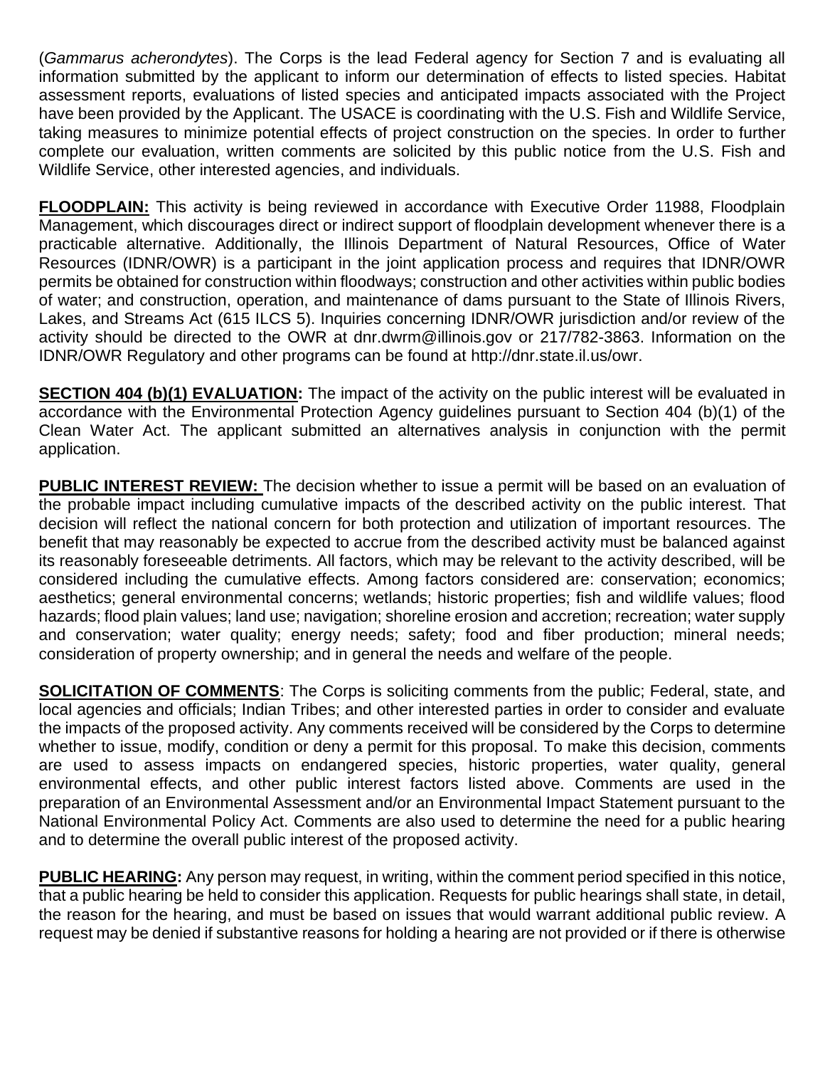(*Gammarus acherondytes*). The Corps is the lead Federal agency for Section 7 and is evaluating all information submitted by the applicant to inform our determination of effects to listed species. Habitat assessment reports, evaluations of listed species and anticipated impacts associated with the Project have been provided by the Applicant. The USACE is coordinating with the U.S. Fish and Wildlife Service, taking measures to minimize potential effects of project construction on the species. In order to further complete our evaluation, written comments are solicited by this public notice from the U.S. Fish and Wildlife Service, other interested agencies, and individuals.

**FLOODPLAIN:** This activity is being reviewed in accordance with Executive Order 11988, Floodplain Management, which discourages direct or indirect support of floodplain development whenever there is a practicable alternative. Additionally, the Illinois Department of Natural Resources, Office of Water Resources (IDNR/OWR) is a participant in the joint application process and requires that IDNR/OWR permits be obtained for construction within floodways; construction and other activities within public bodies of water; and construction, operation, and maintenance of dams pursuant to the State of Illinois Rivers, Lakes, and Streams Act (615 ILCS 5). Inquiries concerning IDNR/OWR jurisdiction and/or review of the activity should be directed to the OWR at dnr.dwrm@illinois.gov or 217/782-3863. Information on the IDNR/OWR Regulatory and other programs can be found at http://dnr.state.il.us/owr.

**SECTION 404 (b)(1) EVALUATION:** The impact of the activity on the public interest will be evaluated in accordance with the Environmental Protection Agency guidelines pursuant to Section 404 (b)(1) of the Clean Water Act. The applicant submitted an alternatives analysis in conjunction with the permit application.

**PUBLIC INTEREST REVIEW:** The decision whether to issue a permit will be based on an evaluation of the probable impact including cumulative impacts of the described activity on the public interest. That decision will reflect the national concern for both protection and utilization of important resources. The benefit that may reasonably be expected to accrue from the described activity must be balanced against its reasonably foreseeable detriments. All factors, which may be relevant to the activity described, will be considered including the cumulative effects. Among factors considered are: conservation; economics; aesthetics; general environmental concerns; wetlands; historic properties; fish and wildlife values; flood hazards; flood plain values; land use; navigation; shoreline erosion and accretion; recreation; water supply and conservation; water quality; energy needs; safety; food and fiber production; mineral needs; consideration of property ownership; and in general the needs and welfare of the people.

**SOLICITATION OF COMMENTS**: The Corps is soliciting comments from the public; Federal, state, and local agencies and officials; Indian Tribes; and other interested parties in order to consider and evaluate the impacts of the proposed activity. Any comments received will be considered by the Corps to determine whether to issue, modify, condition or deny a permit for this proposal. To make this decision, comments are used to assess impacts on endangered species, historic properties, water quality, general environmental effects, and other public interest factors listed above. Comments are used in the preparation of an Environmental Assessment and/or an Environmental Impact Statement pursuant to the National Environmental Policy Act. Comments are also used to determine the need for a public hearing and to determine the overall public interest of the proposed activity.

**PUBLIC HEARING:** Any person may request, in writing, within the comment period specified in this notice, that a public hearing be held to consider this application. Requests for public hearings shall state, in detail, the reason for the hearing, and must be based on issues that would warrant additional public review. A request may be denied if substantive reasons for holding a hearing are not provided or if there is otherwise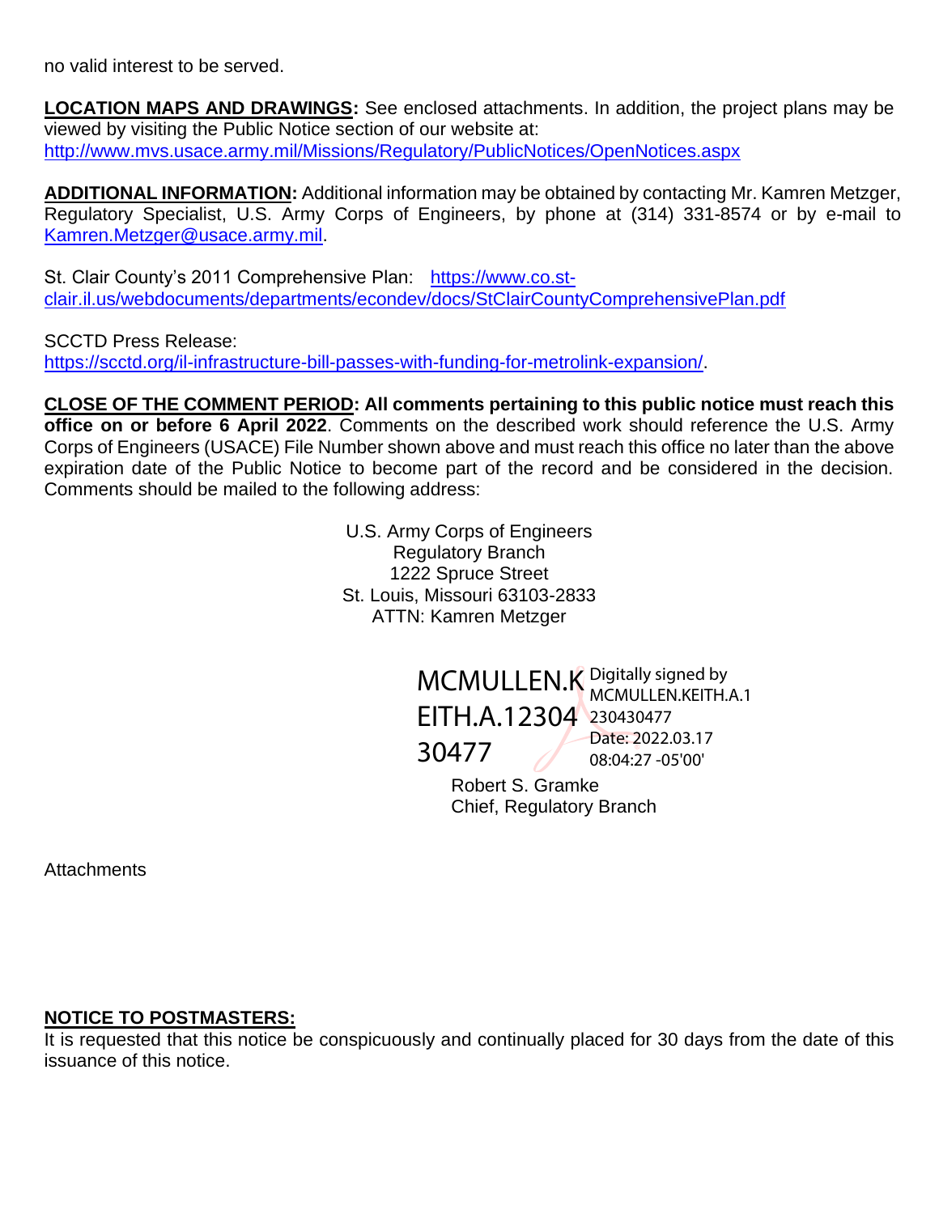no valid interest to be served.

**LOCATION MAPS AND DRAWINGS:** See enclosed attachments. In addition, the project plans may be viewed by visiting the Public Notice section of our website at: http://www.mvs.usace.army.mil/Missions/Regulatory/PublicNotices/OpenNotices.aspx

**ADDITIONAL INFORMATION:** Additional information may be obtained by contacting Mr. Kamren Metzger, Regulatory Specialist, U.S. Army Corps of Engineers, by phone at (314) 331-8574 or by e-mail to Kamren.Metzger@usace.army.mil.

St. Clair County's 2011 Comprehensive Plan: https://www.co.st-clair.il.us/webdocuments/departments/econdev/docs/StClairCountyComprehensivePlan.pdf

SCCTD Press Release: https://scctd.org/il-infrastructure-bill-passes-with-funding-for-metrolink-expansion/.

**CLOSE OF THE COMMENT PERIOD: All comments pertaining to this public notice must reach this office on or before 6 April 2022**. Comments on the described work should reference the U.S. Army Corps of Engineers (USACE) File Number shown above and must reach this office no later than the above expiration date of the Public Notice to become part of the record and be considered in the decision. Comments should be mailed to the following address:

U.S. Army Corps of Engineers
Regulatory Branch
1222 Spruce Street
St. Louis, Missouri 63103-2833
ATTN: Kamren Metzger

MCMULLEN.KEITH.A.1230430477
Digitally signed by MCMULLEN.KEITH.A.1230430477
Date: 2022.03.17 08:04:27 -05'00'

Robert S. Gramke
Chief, Regulatory Branch

Attachments

**NOTICE TO POSTMASTERS:**
It is requested that this notice be conspicuously and continually placed for 30 days from the date of this issuance of this notice.